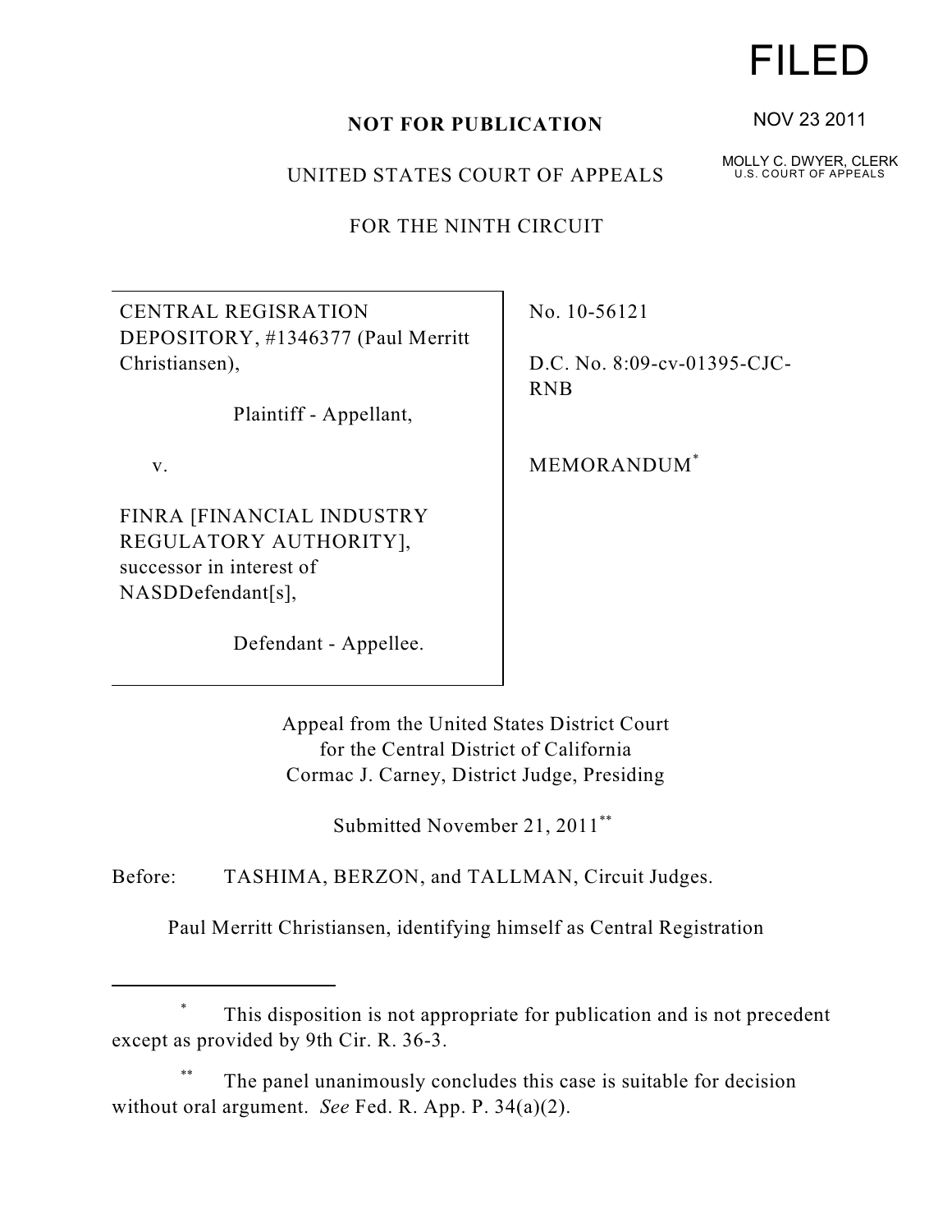FILED

NOV 23 2011

MOLLY C. DWYER, CLERK
U.S. COURT OF APPEALS

**NOT FOR PUBLICATION**

UNITED STATES COURT OF APPEALS

FOR THE NINTH CIRCUIT

| | |
|---|---|
| CENTRAL REGISRATION DEPOSITORY, #1346377 (Paul Merritt Christiansen), <br><br> Plaintiff - Appellant, <br><br> v. <br><br> FINRA [FINANCIAL INDUSTRY REGULATORY AUTHORITY], successor in interest of NASDDefendant[s], <br><br> Defendant - Appellee. | No. 10-56121 <br><br> D.C. No. 8:09-cv-01395-CJC-RNB <br><br> MEMORANDUM* |

Appeal from the United States District Court
for the Central District of California
Cormac J. Carney, District Judge, Presiding

Submitted November 21, 2011**

Before: TASHIMA, BERZON, and TALLMAN, Circuit Judges.

Paul Merritt Christiansen, identifying himself as Central Registration

---

\* This disposition is not appropriate for publication and is not precedent except as provided by 9th Cir. R. 36-3.

\*\* The panel unanimously concludes this case is suitable for decision without oral argument. *See* Fed. R. App. P. 34(a)(2).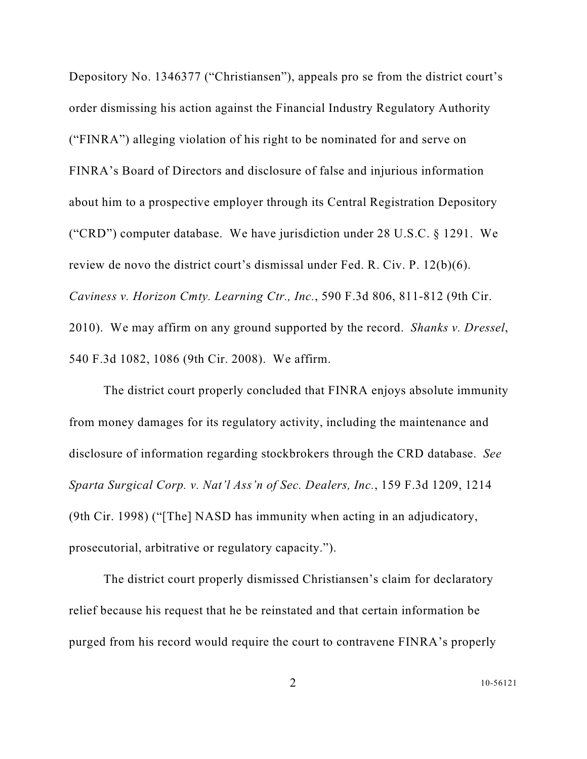Depository No. 1346377 ("Christiansen"), appeals pro se from the district court's order dismissing his action against the Financial Industry Regulatory Authority ("FINRA") alleging violation of his right to be nominated for and serve on FINRA's Board of Directors and disclosure of false and injurious information about him to a prospective employer through its Central Registration Depository ("CRD") computer database. We have jurisdiction under 28 U.S.C. § 1291. We review de novo the district court's dismissal under Fed. R. Civ. P. 12(b)(6). *Caviness v. Horizon Cmty. Learning Ctr., Inc.*, 590 F.3d 806, 811-812 (9th Cir. 2010). We may affirm on any ground supported by the record. *Shanks v. Dressel*, 540 F.3d 1082, 1086 (9th Cir. 2008). We affirm.

The district court properly concluded that FINRA enjoys absolute immunity from money damages for its regulatory activity, including the maintenance and disclosure of information regarding stockbrokers through the CRD database. *See Sparta Surgical Corp. v. Nat'l Ass'n of Sec. Dealers, Inc.*, 159 F.3d 1209, 1214 (9th Cir. 1998) ("[The] NASD has immunity when acting in an adjudicatory, prosecutorial, arbitrative or regulatory capacity.").

The district court properly dismissed Christiansen's claim for declaratory relief because his request that he be reinstated and that certain information be purged from his record would require the court to contravene FINRA's properly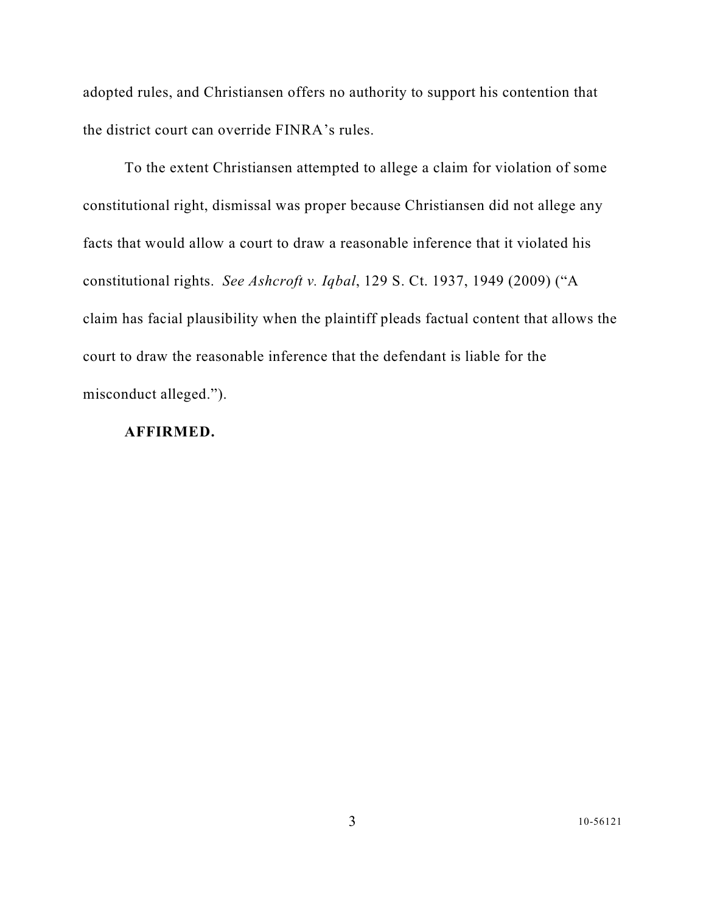adopted rules, and Christiansen offers no authority to support his contention that the district court can override FINRA's rules.

To the extent Christiansen attempted to allege a claim for violation of some constitutional right, dismissal was proper because Christiansen did not allege any facts that would allow a court to draw a reasonable inference that it violated his constitutional rights. *See Ashcroft v. Iqbal*, 129 S. Ct. 1937, 1949 (2009) ("A claim has facial plausibility when the plaintiff pleads factual content that allows the court to draw the reasonable inference that the defendant is liable for the misconduct alleged.").

**AFFIRMED.**